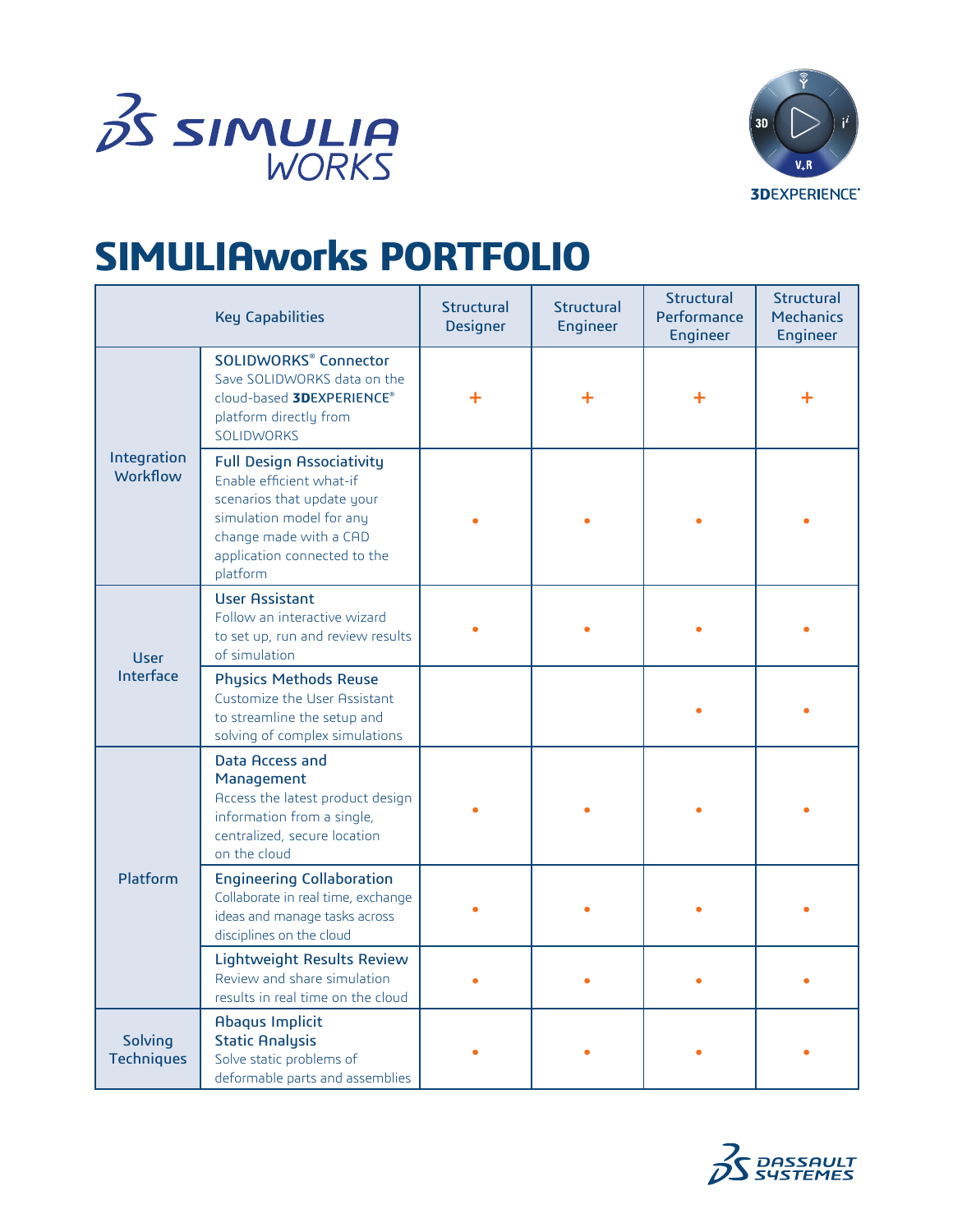# SIMULIAworks PORTFOLIO

| Key Capabilities | | Structural Designer | Structural Engineer | Structural Performance Engineer | Structural Mechanics Engineer |
|---|---|---|---|---|---|
| Integration Workflow | **SOLIDWORKS® Connector** Save SOLIDWORKS data on the cloud-based **3D**EXPERIENCE® platform directly from SOLIDWORKS | + | + | + | + |
| | **Full Design Associativity** Enable efficient what-if scenarios that update your simulation model for any change made with a CAD application connected to the platform | • | • | • | • |
| User Interface | **User Assistant** Follow an interactive wizard to set up, run and review results of simulation | • | • | • | • |
| | **Physics Methods Reuse** Customize the User Assistant to streamline the setup and solving of complex simulations | | | • | • |
| Platform | **Data Access and Management** Access the latest product design information from a single, centralized, secure location on the cloud | • | • | • | • |
| | **Engineering Collaboration** Collaborate in real time, exchange ideas and manage tasks across disciplines on the cloud | • | • | • | • |
| | **Lightweight Results Review** Review and share simulation results in real time on the cloud | • | • | • | • |
| Solving Techniques | **Abaqus Implicit Static Analysis** Solve static problems of deformable parts and assemblies | • | • | • | • |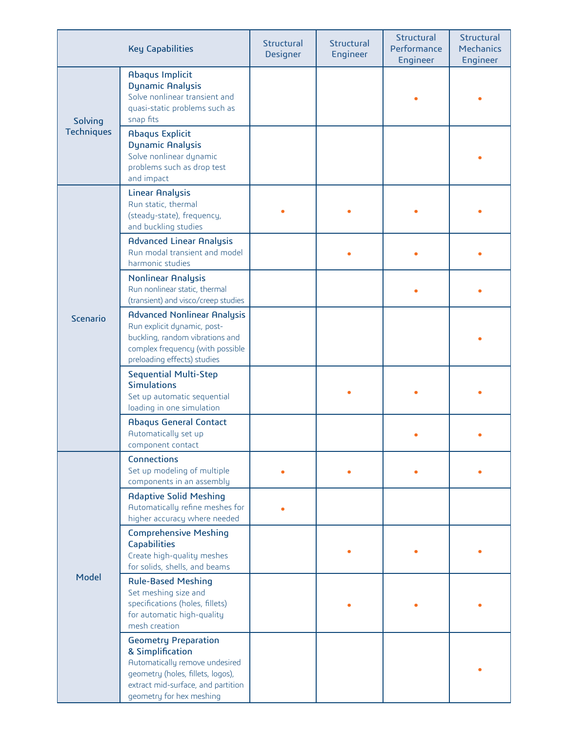| Key Capabilities | | Structural Designer | Structural Engineer | Structural Performance Engineer | Structural Mechanics Engineer |
|---|---|---|---|---|---|
| Solving Techniques | **Abaqus Implicit Dynamic Analysis** Solve nonlinear transient and quasi-static problems such as snap fits | | | • | • |
| | **Abaqus Explicit Dynamic Analysis** Solve nonlinear dynamic problems such as drop test and impact | | | | • |
| Scenario | **Linear Analysis** Run static, thermal (steady-state), frequency, and buckling studies | • | • | • | • |
| | **Advanced Linear Analysis** Run modal transient and model harmonic studies | | • | • | • |
| | **Nonlinear Analysis** Run nonlinear static, thermal (transient) and visco/creep studies | | | • | • |
| | **Advanced Nonlinear Analysis** Run explicit dynamic, post-buckling, random vibrations and complex frequency (with possible preloading effects) studies | | | | • |
| | **Sequential Multi-Step Simulations** Set up automatic sequential loading in one simulation | | • | • | • |
| | **Abaqus General Contact** Automatically set up component contact | | | • | • |
| Model | **Connections** Set up modeling of multiple components in an assembly | • | • | • | • |
| | **Adaptive Solid Meshing** Automatically refine meshes for higher accuracy where needed | • | | | |
| | **Comprehensive Meshing Capabilities** Create high-quality meshes for solids, shells, and beams | | • | • | • |
| | **Rule-Based Meshing** Set meshing size and specifications (holes, fillets) for automatic high-quality mesh creation | | • | • | • |
| | **Geometry Preparation & Simplification** Automatically remove undesired geometry (holes, fillets, logos), extract mid-surface, and partition geometry for hex meshing | | | | • |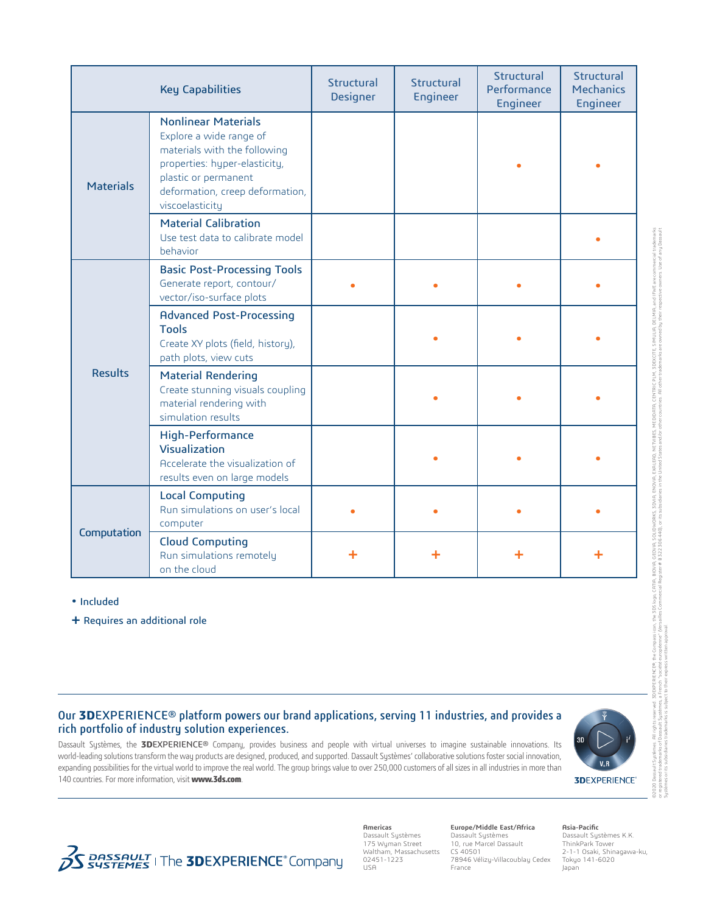| Key Capabilities | | Structural Designer | Structural Engineer | Structural Performance Engineer | Structural Mechanics Engineer |
|---|---|---|---|---|---|
| Materials | **Nonlinear Materials** Explore a wide range of materials with the following properties: hyper-elasticity, plastic or permanent deformation, creep deformation, viscoelasticity | | | • | • |
| | **Material Calibration** Use test data to calibrate model behavior | | | | • |
| Results | **Basic Post-Processing Tools** Generate report, contour/ vector/iso-surface plots | • | • | • | • |
| | **Advanced Post-Processing Tools** Create XY plots (field, history), path plots, view cuts | | • | • | • |
| | **Material Rendering** Create stunning visuals coupling material rendering with simulation results | | • | • | • |
| | **High-Performance Visualization** Accelerate the visualization of results even on large models | | • | • | • |
| Computation | **Local Computing** Run simulations on user's local computer | • | • | • | • |
| | **Cloud Computing** Run simulations remotely on the cloud | + | + | + | + |

• Included

+ Requires an additional role

## Our 3DEXPERIENCE® platform powers our brand applications, serving 11 industries, and provides a rich portfolio of industry solution experiences.

Dassault Systèmes, the **3D**EXPERIENCE® Company, provides business and people with virtual universes to imagine sustainable innovations. Its world-leading solutions transform the way products are designed, produced, and supported. Dassault Systèmes' collaborative solutions foster social innovation, expanding possibilities for the virtual world to improve the real world. The group brings value to over 250,000 customers of all sizes in all industries in more than 140 countries. For more information, visit **www.3ds.com**.

DASSAULT SYSTEMES | The **3D**EXPERIENCE® Company

**Americas**
Dassault Systèmes
175 Wyman Street
Waltham, Massachusetts
02451-1223
USA

**Europe/Middle East/Africa**
Dassault Systèmes
10, rue Marcel Dassault
CS 40501
78946 Vélizy-Villacoublay Cedex
France

**Asia-Pacific**
Dassault Systèmes K.K.
ThinkPark Tower
2-1-1 Osaki, Shinagawa-ku,
Tokyo 141-6020
Japan